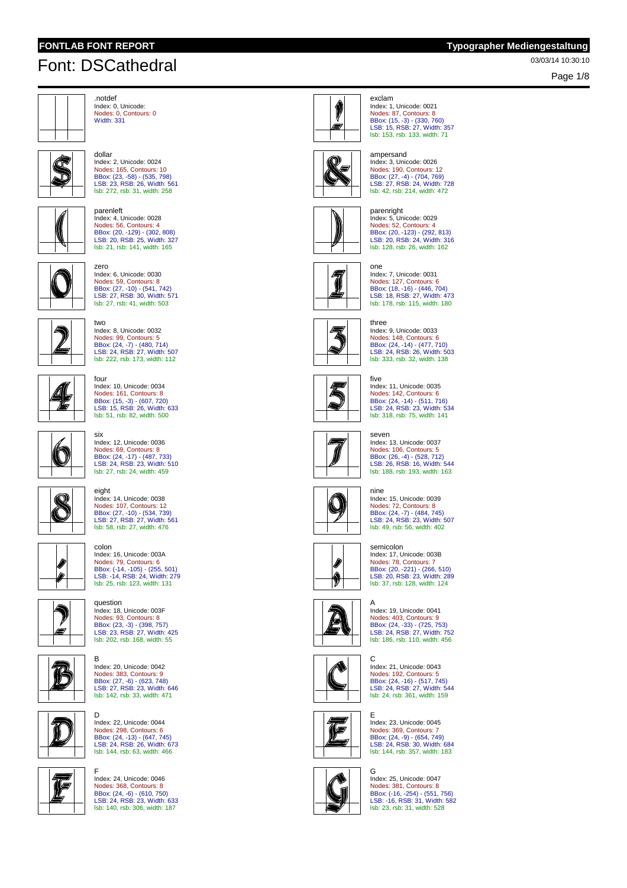**FONTLAB FONT REPORT** **Typographer Mediengestaltung**

# Font: DSCathedral

03/03/14 10:30:10

.notdef
Index: 0, Unicode:
Nodes: 0, Contours: 0
Width: 331

exclam
Index: 1, Unicode: 0021
Nodes: 87, Contours: 8
BBox: (15, -3) - (330, 760)
LSB: 15, RSB: 27, Width: 357
lsb: 153, rsb: 133, width: 71

dollar
Index: 2, Unicode: 0024
Nodes: 165, Contours: 10
BBox: (23, -58) - (535, 798)
LSB: 23, RSB: 26, Width: 561
lsb: 272, rsb: 31, width: 258

ampersand
Index: 3, Unicode: 0026
Nodes: 190, Contours: 12
BBox: (27, -4) - (704, 769)
LSB: 27, RSB: 24, Width: 728
lsb: 42, rsb: 214, width: 472

parenleft
Index: 4, Unicode: 0028
Nodes: 56, Contours: 4
BBox: (20, -129) - (302, 808)
LSB: 20, RSB: 25, Width: 327
lsb: 21, rsb: 141, width: 165

parenright
Index: 5, Unicode: 0029
Nodes: 52, Contours: 4
BBox: (20, -123) - (292, 813)
LSB: 20, RSB: 24, Width: 316
lsb: 128, rsb: 26, width: 162

zero
Index: 6, Unicode: 0030
Nodes: 59, Contours: 8
BBox: (27, -10) - (541, 742)
LSB: 27, RSB: 30, Width: 571
lsb: 27, rsb: 41, width: 503

one
Index: 7, Unicode: 0031
Nodes: 127, Contours: 6
BBox: (18, -16) - (446, 704)
LSB: 18, RSB: 27, Width: 473
lsb: 178, rsb: 115, width: 180

two
Index: 8, Unicode: 0032
Nodes: 99, Contours: 5
BBox: (24, -7) - (480, 714)
LSB: 24, RSB: 27, Width: 507
lsb: 222, rsb: 173, width: 112

three
Index: 9, Unicode: 0033
Nodes: 148, Contours: 6
BBox: (24, -14) - (477, 710)
LSB: 24, RSB: 26, Width: 503
lsb: 333, rsb: 32, width: 138

four
Index: 10, Unicode: 0034
Nodes: 161, Contours: 8
BBox: (15, -3) - (607, 720)
LSB: 15, RSB: 26, Width: 633
lsb: 51, rsb: 82, width: 500

five
Index: 11, Unicode: 0035
Nodes: 142, Contours: 6
BBox: (24, -14) - (511, 716)
LSB: 24, RSB: 23, Width: 534
lsb: 318, rsb: 75, width: 141

six
Index: 12, Unicode: 0036
Nodes: 69, Contours: 8
BBox: (24, -17) - (487, 733)
LSB: 24, RSB: 23, Width: 510
lsb: 27, rsb: 24, width: 459

seven
Index: 13, Unicode: 0037
Nodes: 106, Contours: 5
BBox: (26, -4) - (528, 712)
LSB: 26, RSB: 16, Width: 544
lsb: 188, rsb: 193, width: 163

eight
Index: 14, Unicode: 0038
Nodes: 107, Contours: 12
BBox: (27, -10) - (534, 739)
LSB: 27, RSB: 27, Width: 561
lsb: 58, rsb: 27, width: 476

nine
Index: 15, Unicode: 0039
Nodes: 72, Contours: 8
BBox: (24, -7) - (484, 745)
LSB: 24, RSB: 23, Width: 507
lsb: 49, rsb: 56, width: 402

colon
Index: 16, Unicode: 003A
Nodes: 79, Contours: 6
BBox: (-14, -105) - (255, 501)
LSB: -14, RSB: 24, Width: 279
lsb: 25, rsb: 123, width: 131

semicolon
Index: 17, Unicode: 003B
Nodes: 78, Contours: 7
BBox: (20, -221) - (266, 510)
LSB: 20, RSB: 23, Width: 289
lsb: 37, rsb: 128, width: 124

question
Index: 18, Unicode: 003F
Nodes: 93, Contours: 8
BBox: (23, -3) - (398, 757)
LSB: 23, RSB: 27, Width: 425
lsb: 202, rsb: 168, width: 55

A
Index: 19, Unicode: 0041
Nodes: 403, Contours: 9
BBox: (24, -33) - (725, 753)
LSB: 24, RSB: 27, Width: 752
lsb: 186, rsb: 110, width: 456

B
Index: 20, Unicode: 0042
Nodes: 383, Contours: 9
BBox: (27, -6) - (623, 748)
LSB: 27, RSB: 23, Width: 646
lsb: 142, rsb: 33, width: 471

C
Index: 21, Unicode: 0043
Nodes: 192, Contours: 5
BBox: (24, -16) - (517, 745)
LSB: 24, RSB: 27, Width: 544
lsb: 24, rsb: 361, width: 159

D
Index: 22, Unicode: 0044
Nodes: 298, Contours: 6
BBox: (24, -13) - (647, 745)
LSB: 24, RSB: 26, Width: 673
lsb: 144, rsb: 63, width: 466

E
Index: 23, Unicode: 0045
Nodes: 369, Contours: 7
BBox: (24, -9) - (654, 749)
LSB: 24, RSB: 30, Width: 684
lsb: 144, rsb: 357, width: 183

F
Index: 24, Unicode: 0046
Nodes: 368, Contours: 8
BBox: (24, -6) - (610, 750)
LSB: 24, RSB: 23, Width: 633
lsb: 140, rsb: 306, width: 187

G
Index: 25, Unicode: 0047
Nodes: 381, Contours: 8
BBox: (-16, -254) - (551, 756)
LSB: -16, RSB: 31, Width: 582
lsb: 23, rsb: 31, width: 528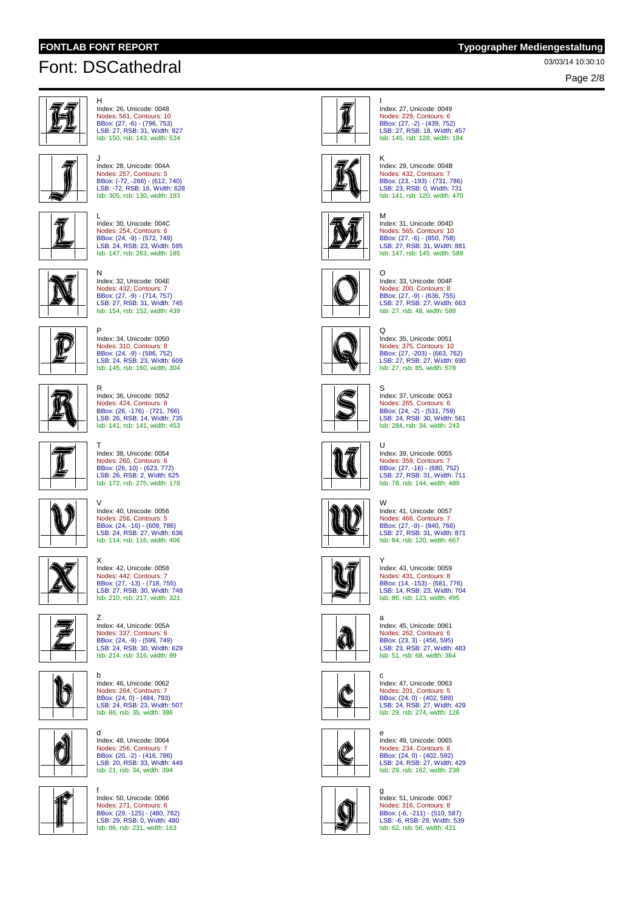# Font: DSCathedral

03/03/14 10:30:10

H
Index: 26, Unicode: 0048
Nodes: 561, Contours: 10
BBox: (27, -6) - (796, 753)
LSB: 27, RSB: 31, Width: 827
lsb: 150, rsb: 143, width: 534

I
Index: 27, Unicode: 0049
Nodes: 229, Contours: 6
BBox: (27, -2) - (439, 752)
LSB: 27, RSB: 18, Width: 457
lsb: 145, rsb: 128, width: 184

J
Index: 28, Unicode: 004A
Nodes: 257, Contours: 5
BBox: (-72, -266) - (612, 740)
LSB: -72, RSB: 16, Width: 628
lsb: 305, rsb: 130, width: 193

K
Index: 29, Unicode: 004B
Nodes: 432, Contours: 7
BBox: (23, -193) - (731, 786)
LSB: 23, RSB: 0, Width: 731
lsb: 141, rsb: 120, width: 470

L
Index: 30, Unicode: 004C
Nodes: 254, Contours: 6
BBox: (24, -9) - (572, 749)
LSB: 24, RSB: 23, Width: 595
lsb: 147, rsb: 263, width: 185

M
Index: 31, Unicode: 004D
Nodes: 565, Contours: 10
BBox: (27, -6) - (850, 758)
LSB: 27, RSB: 31, Width: 881
lsb: 147, rsb: 145, width: 589

N
Index: 32, Unicode: 004E
Nodes: 432, Contours: 7
BBox: (27, -9) - (714, 757)
LSB: 27, RSB: 31, Width: 745
lsb: 154, rsb: 152, width: 439

O
Index: 33, Unicode: 004F
Nodes: 200, Contours: 8
BBox: (27, -9) - (636, 755)
LSB: 27, RSB: 27, Width: 663
lsb: 27, rsb: 48, width: 588

P
Index: 34, Unicode: 0050
Nodes: 310, Contours: 8
BBox: (24, -9) - (586, 752)
LSB: 24, RSB: 23, Width: 609
lsb: 145, rsb: 160, width: 304

Q
Index: 35, Unicode: 0051
Nodes: 375, Contours: 10
BBox: (27, -203) - (663, 762)
LSB: 27, RSB: 27, Width: 690
lsb: 27, rsb: 85, width: 578

R
Index: 36, Unicode: 0052
Nodes: 424, Contours: 8
BBox: (26, -176) - (721, 766)
LSB: 26, RSB: 14, Width: 735
lsb: 141, rsb: 141, width: 453

S
Index: 37, Unicode: 0053
Nodes: 265, Contours: 6
BBox: (24, -2) - (531, 759)
LSB: 24, RSB: 30, Width: 561
lsb: 284, rsb: 34, width: 243

T
Index: 38, Unicode: 0054
Nodes: 260, Contours: 6
BBox: (26, 10) - (623, 772)
LSB: 26, RSB: 2, Width: 625
lsb: 172, rsb: 275, width: 178

U
Index: 39, Unicode: 0055
Nodes: 359, Contours: 7
BBox: (27, -16) - (680, 752)
LSB: 27, RSB: 31, Width: 711
lsb: 78, rsb: 144, width: 489

V
Index: 40, Unicode: 0056
Nodes: 256, Contours: 5
BBox: (24, -16) - (609, 786)
LSB: 24, RSB: 27, Width: 636
lsb: 114, rsb: 116, width: 406

W
Index: 41, Unicode: 0057
Nodes: 466, Contours: 7
BBox: (27, -9) - (840, 766)
LSB: 27, RSB: 31, Width: 871
lsb: 84, rsb: 120, width: 667

X
Index: 42, Unicode: 0058
Nodes: 442, Contours: 7
BBox: (27, -13) - (718, 755)
LSB: 27, RSB: 30, Width: 748
lsb: 210, rsb: 217, width: 321

Y
Index: 43, Unicode: 0059
Nodes: 431, Contours: 8
BBox: (14, -153) - (681, 776)
LSB: 14, RSB: 23, Width: 704
lsb: 86, rsb: 123, width: 495

Z
Index: 44, Unicode: 005A
Nodes: 337, Contours: 6
BBox: (24, -9) - (599, 749)
LSB: 24, RSB: 30, Width: 629
lsb: 214, rsb: 316, width: 99

a
Index: 45, Unicode: 0061
Nodes: 262, Contours: 6
BBox: (23, 3) - (456, 595)
LSB: 23, RSB: 27, Width: 483
lsb: 51, rsb: 68, width: 364

b
Index: 46, Unicode: 0062
Nodes: 264, Contours: 7
BBox: (24, 0) - (484, 793)
LSB: 24, RSB: 23, Width: 507
lsb: 86, rsb: 35, width: 386

c
Index: 47, Unicode: 0063
Nodes: 201, Contours: 5
BBox: (24, 0) - (402, 589)
LSB: 24, RSB: 27, Width: 429
lsb: 29, rsb: 274, width: 126

d
Index: 48, Unicode: 0064
Nodes: 256, Contours: 7
BBox: (20, -2) - (416, 786)
LSB: 20, RSB: 33, Width: 449
lsb: 21, rsb: 34, width: 394

e
Index: 49, Unicode: 0065
Nodes: 234, Contours: 8
BBox: (24, 0) - (402, 592)
LSB: 24, RSB: 27, Width: 429
lsb: 29, rsb: 162, width: 238

f
Index: 50, Unicode: 0066
Nodes: 271, Contours: 6
BBox: (29, -125) - (480, 782)
LSB: 29, RSB: 0, Width: 480
lsb: 86, rsb: 231, width: 163

g
Index: 51, Unicode: 0067
Nodes: 316, Contours: 8
BBox: (-6, -211) - (510, 587)
LSB: -6, RSB: 29, Width: 539
lsb: 62, rsb: 56, width: 421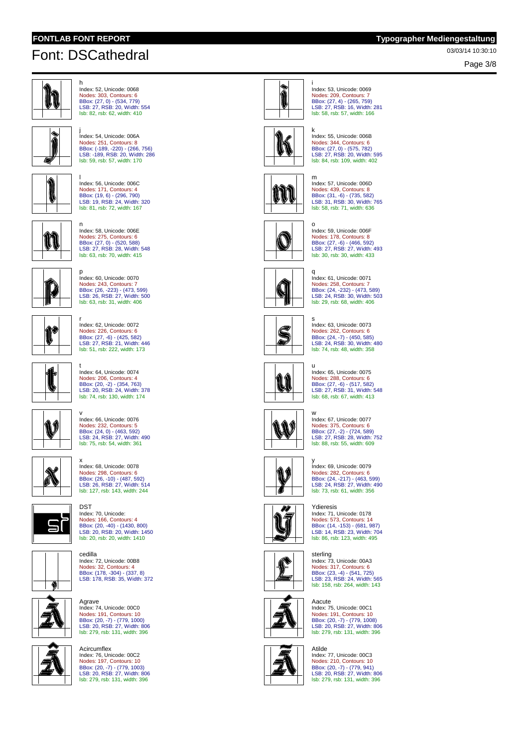# Font: DSCathedral

03/03/14 10:30:10

h
Index: 52, Unicode: 0068
Nodes: 303, Contours: 6
BBox: (27, 0) - (534, 779)
LSB: 27, RSB: 20, Width: 554
lsb: 82, rsb: 62, width: 410

i
Index: 53, Unicode: 0069
Nodes: 209, Contours: 7
BBox: (27, 4) - (265, 759)
LSB: 27, RSB: 16, Width: 281
lsb: 58, rsb: 57, width: 166

j
Index: 54, Unicode: 006A
Nodes: 251, Contours: 8
BBox: (-189, -220) - (266, 756)
LSB: -189, RSB: 20, Width: 286
lsb: 59, rsb: 57, width: 170

k
Index: 55, Unicode: 006B
Nodes: 344, Contours: 6
BBox: (27, 0) - (575, 782)
LSB: 27, RSB: 20, Width: 595
lsb: 84, rsb: 109, width: 402

l
Index: 56, Unicode: 006C
Nodes: 171, Contours: 4
BBox: (19, 6) - (296, 790)
LSB: 19, RSB: 24, Width: 320
lsb: 81, rsb: 72, width: 167

m
Index: 57, Unicode: 006D
Nodes: 439, Contours: 8
BBox: (31, -6) - (735, 582)
LSB: 31, RSB: 30, Width: 765
lsb: 58, rsb: 71, width: 636

n
Index: 58, Unicode: 006E
Nodes: 275, Contours: 6
BBox: (27, 0) - (520, 588)
LSB: 27, RSB: 28, Width: 548
lsb: 63, rsb: 70, width: 415

o
Index: 59, Unicode: 006F
Nodes: 178, Contours: 8
BBox: (27, -6) - (466, 592)
LSB: 27, RSB: 27, Width: 493
lsb: 30, rsb: 30, width: 433

p
Index: 60, Unicode: 0070
Nodes: 243, Contours: 7
BBox: (26, -223) - (473, 599)
LSB: 26, RSB: 27, Width: 500
lsb: 63, rsb: 31, width: 406

q
Index: 61, Unicode: 0071
Nodes: 258, Contours: 7
BBox: (24, -232) - (473, 589)
LSB: 24, RSB: 30, Width: 503
lsb: 29, rsb: 68, width: 406

r
Index: 62, Unicode: 0072
Nodes: 226, Contours: 6
BBox: (27, -6) - (425, 582)
LSB: 27, RSB: 21, Width: 446
lsb: 51, rsb: 222, width: 173

s
Index: 63, Unicode: 0073
Nodes: 262, Contours: 6
BBox: (24, -7) - (450, 585)
LSB: 24, RSB: 30, Width: 480
lsb: 74, rsb: 48, width: 358

t
Index: 64, Unicode: 0074
Nodes: 206, Contours: 4
BBox: (20, -2) - (354, 763)
LSB: 20, RSB: 24, Width: 378
lsb: 74, rsb: 130, width: 174

u
Index: 65, Unicode: 0075
Nodes: 288, Contours: 6
BBox: (27, -6) - (517, 582)
LSB: 27, RSB: 31, Width: 548
lsb: 68, rsb: 67, width: 413

v
Index: 66, Unicode: 0076
Nodes: 232, Contours: 5
BBox: (24, 0) - (463, 592)
LSB: 24, RSB: 27, Width: 490
lsb: 75, rsb: 54, width: 361

w
Index: 67, Unicode: 0077
Nodes: 375, Contours: 6
BBox: (27, -2) - (724, 589)
LSB: 27, RSB: 28, Width: 752
lsb: 88, rsb: 55, width: 609

x
Index: 68, Unicode: 0078
Nodes: 298, Contours: 6
BBox: (26, -10) - (487, 592)
LSB: 26, RSB: 27, Width: 514
lsb: 127, rsb: 143, width: 244

y
Index: 69, Unicode: 0079
Nodes: 282, Contours: 6
BBox: (24, -217) - (463, 599)
LSB: 24, RSB: 27, Width: 490
lsb: 73, rsb: 61, width: 356

DST
Index: 70, Unicode:
Nodes: 166, Contours: 4
BBox: (20, -40) - (1430, 800)
LSB: 20, RSB: 20, Width: 1450
lsb: 20, rsb: 20, width: 1410

Ydieresis
Index: 71, Unicode: 0178
Nodes: 573, Contours: 14
BBox: (14, -153) - (681, 987)
LSB: 14, RSB: 23, Width: 704
lsb: 86, rsb: 123, width: 495

cedilla
Index: 72, Unicode: 00B8
Nodes: 32, Contours: 4
BBox: (178, -304) - (337, 8)
LSB: 178, RSB: 35, Width: 372

sterling
Index: 73, Unicode: 00A3
Nodes: 317, Contours: 6
BBox: (23, -4) - (541, 725)
LSB: 23, RSB: 24, Width: 565
lsb: 158, rsb: 264, width: 143

Agrave
Index: 74, Unicode: 00C0
Nodes: 191, Contours: 10
BBox: (20, -7) - (779, 1000)
LSB: 20, RSB: 27, Width: 806
lsb: 279, rsb: 131, width: 396

Aacute
Index: 75, Unicode: 00C1
Nodes: 191, Contours: 10
BBox: (20, -7) - (779, 1008)
LSB: 20, RSB: 27, Width: 806
lsb: 279, rsb: 131, width: 396

Acircumflex
Index: 76, Unicode: 00C2
Nodes: 197, Contours: 10
BBox: (20, -7) - (779, 1003)
LSB: 20, RSB: 27, Width: 806
lsb: 279, rsb: 131, width: 396

Atilde
Index: 77, Unicode: 00C3
Nodes: 210, Contours: 10
BBox: (20, -7) - (779, 941)
LSB: 20, RSB: 27, Width: 806
lsb: 279, rsb: 131, width: 396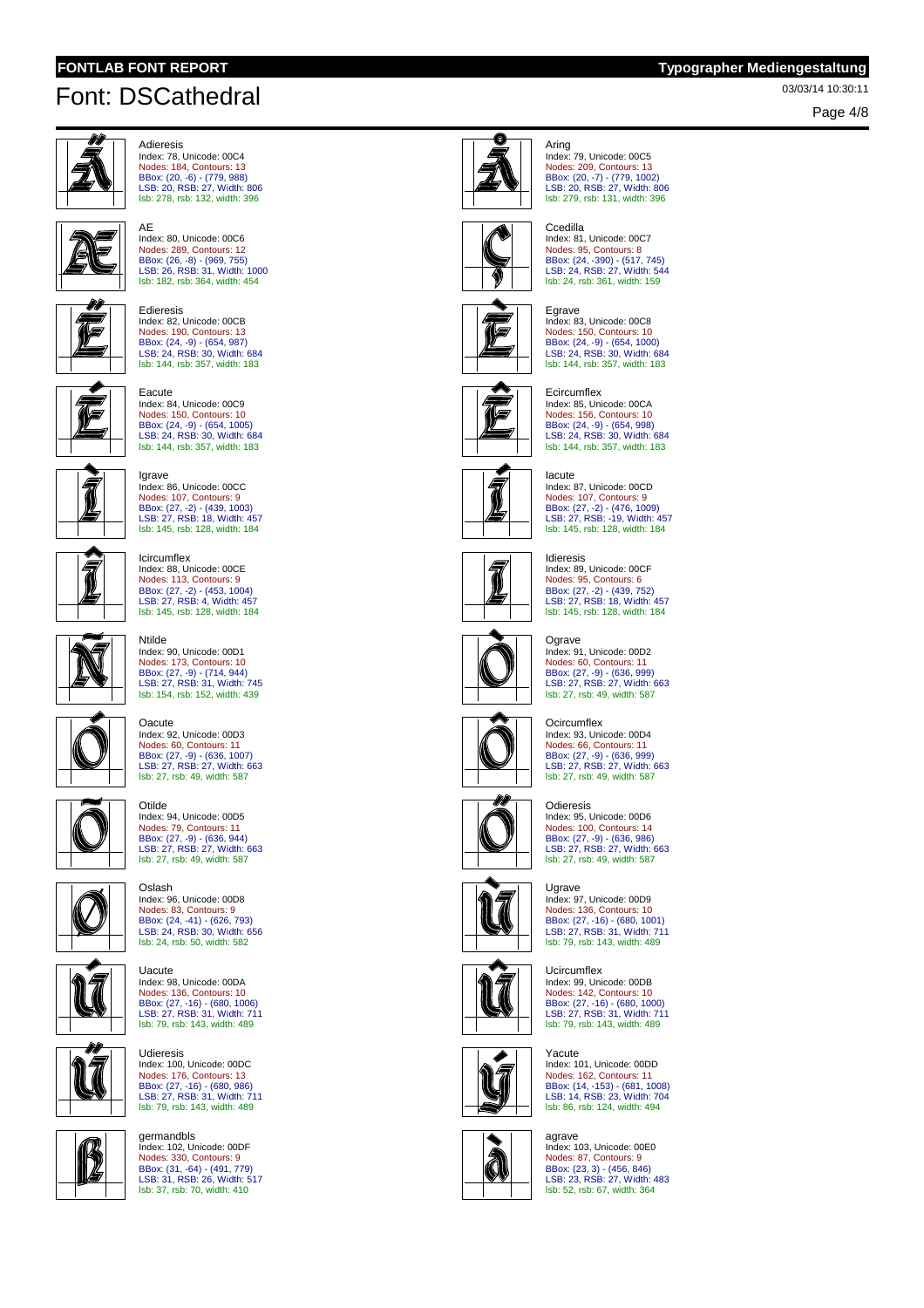# Font: DSCathedral

03/03/14 10:30:11

Adieresis
Index: 78, Unicode: 00C4
Nodes: 184, Contours: 13
BBox: (20, -6) - (779, 988)
LSB: 20, RSB: 27, Width: 806
lsb: 278, rsb: 132, width: 396

Aring
Index: 79, Unicode: 00C5
Nodes: 209, Contours: 13
BBox: (20, -7) - (779, 1002)
LSB: 20, RSB: 27, Width: 806
lsb: 279, rsb: 131, width: 396

AE
Index: 80, Unicode: 00C6
Nodes: 289, Contours: 12
BBox: (26, -8) - (969, 755)
LSB: 26, RSB: 31, Width: 1000
lsb: 182, rsb: 364, width: 454

Ccedilla
Index: 81, Unicode: 00C7
Nodes: 95, Contours: 8
BBox: (24, -390) - (517, 745)
LSB: 24, RSB: 27, Width: 544
lsb: 24, rsb: 361, width: 159

Edieresis
Index: 82, Unicode: 00CB
Nodes: 190, Contours: 13
BBox: (24, -9) - (654, 987)
LSB: 24, RSB: 30, Width: 684
lsb: 144, rsb: 357, width: 183

Egrave
Index: 83, Unicode: 00C8
Nodes: 150, Contours: 10
BBox: (24, -9) - (654, 1000)
LSB: 24, RSB: 30, Width: 684
lsb: 144, rsb: 357, width: 183

Eacute
Index: 84, Unicode: 00C9
Nodes: 150, Contours: 10
BBox: (24, -9) - (654, 1005)
LSB: 24, RSB: 30, Width: 684
lsb: 144, rsb: 357, width: 183

Ecircumflex
Index: 85, Unicode: 00CA
Nodes: 156, Contours: 10
BBox: (24, -9) - (654, 998)
LSB: 24, RSB: 30, Width: 684
lsb: 144, rsb: 357, width: 183

Igrave
Index: 86, Unicode: 00CC
Nodes: 107, Contours: 9
BBox: (27, -2) - (439, 1003)
LSB: 27, RSB: 18, Width: 457
lsb: 145, rsb: 128, width: 184

Iacute
Index: 87, Unicode: 00CD
Nodes: 107, Contours: 9
BBox: (27, -2) - (476, 1009)
LSB: 27, RSB: -19, Width: 457
lsb: 145, rsb: 128, width: 184

Icircumflex
Index: 88, Unicode: 00CE
Nodes: 113, Contours: 9
BBox: (27, -2) - (453, 1004)
LSB: 27, RSB: 4, Width: 457
lsb: 145, rsb: 128, width: 184

Idieresis
Index: 89, Unicode: 00CF
Nodes: 95, Contours: 6
BBox: (27, -2) - (439, 752)
LSB: 27, RSB: 18, Width: 457
lsb: 145, rsb: 128, width: 184

Ntilde
Index: 90, Unicode: 00D1
Nodes: 173, Contours: 10
BBox: (27, -9) - (714, 944)
LSB: 27, RSB: 31, Width: 745
lsb: 154, rsb: 152, width: 439

Ograve
Index: 91, Unicode: 00D2
Nodes: 60, Contours: 11
BBox: (27, -9) - (636, 999)
LSB: 27, RSB: 27, Width: 663
lsb: 27, rsb: 49, width: 587

Oacute
Index: 92, Unicode: 00D3
Nodes: 60, Contours: 11
BBox: (27, -9) - (636, 1007)
LSB: 27, RSB: 27, Width: 663
lsb: 27, rsb: 49, width: 587

Ocircumflex
Index: 93, Unicode: 00D4
Nodes: 66, Contours: 11
BBox: (27, -9) - (636, 999)
LSB: 27, RSB: 27, Width: 663
lsb: 27, rsb: 49, width: 587

Otilde
Index: 94, Unicode: 00D5
Nodes: 79, Contours: 11
BBox: (27, -9) - (636, 944)
LSB: 27, RSB: 27, Width: 663
lsb: 27, rsb: 49, width: 587

Odieresis
Index: 95, Unicode: 00D6
Nodes: 100, Contours: 14
BBox: (27, -9) - (636, 986)
LSB: 27, RSB: 27, Width: 663
lsb: 27, rsb: 49, width: 587

Oslash
Index: 96, Unicode: 00D8
Nodes: 83, Contours: 9
BBox: (24, -41) - (626, 793)
LSB: 24, RSB: 30, Width: 656
lsb: 24, rsb: 50, width: 582

Ugrave
Index: 97, Unicode: 00D9
Nodes: 136, Contours: 10
BBox: (27, -16) - (680, 1001)
LSB: 27, RSB: 31, Width: 711
lsb: 79, rsb: 143, width: 489

Uacute
Index: 98, Unicode: 00DA
Nodes: 136, Contours: 10
BBox: (27, -16) - (680, 1006)
LSB: 27, RSB: 31, Width: 711
lsb: 79, rsb: 143, width: 489

Ucircumflex
Index: 99, Unicode: 00DB
Nodes: 142, Contours: 10
BBox: (27, -16) - (680, 1000)
LSB: 27, RSB: 31, Width: 711
lsb: 79, rsb: 143, width: 489

Udieresis
Index: 100, Unicode: 00DC
Nodes: 176, Contours: 13
BBox: (27, -16) - (680, 986)
LSB: 27, RSB: 31, Width: 711
lsb: 79, rsb: 143, width: 489

Yacute
Index: 101, Unicode: 00DD
Nodes: 162, Contours: 11
BBox: (14, -153) - (681, 1008)
LSB: 14, RSB: 23, Width: 704
lsb: 86, rsb: 124, width: 494

germandbls
Index: 102, Unicode: 00DF
Nodes: 330, Contours: 9
BBox: (31, -64) - (491, 779)
LSB: 31, RSB: 26, Width: 517
lsb: 37, rsb: 70, width: 410

agrave
Index: 103, Unicode: 00E0
Nodes: 87, Contours: 9
BBox: (23, 3) - (456, 846)
LSB: 23, RSB: 27, Width: 483
lsb: 52, rsb: 67, width: 364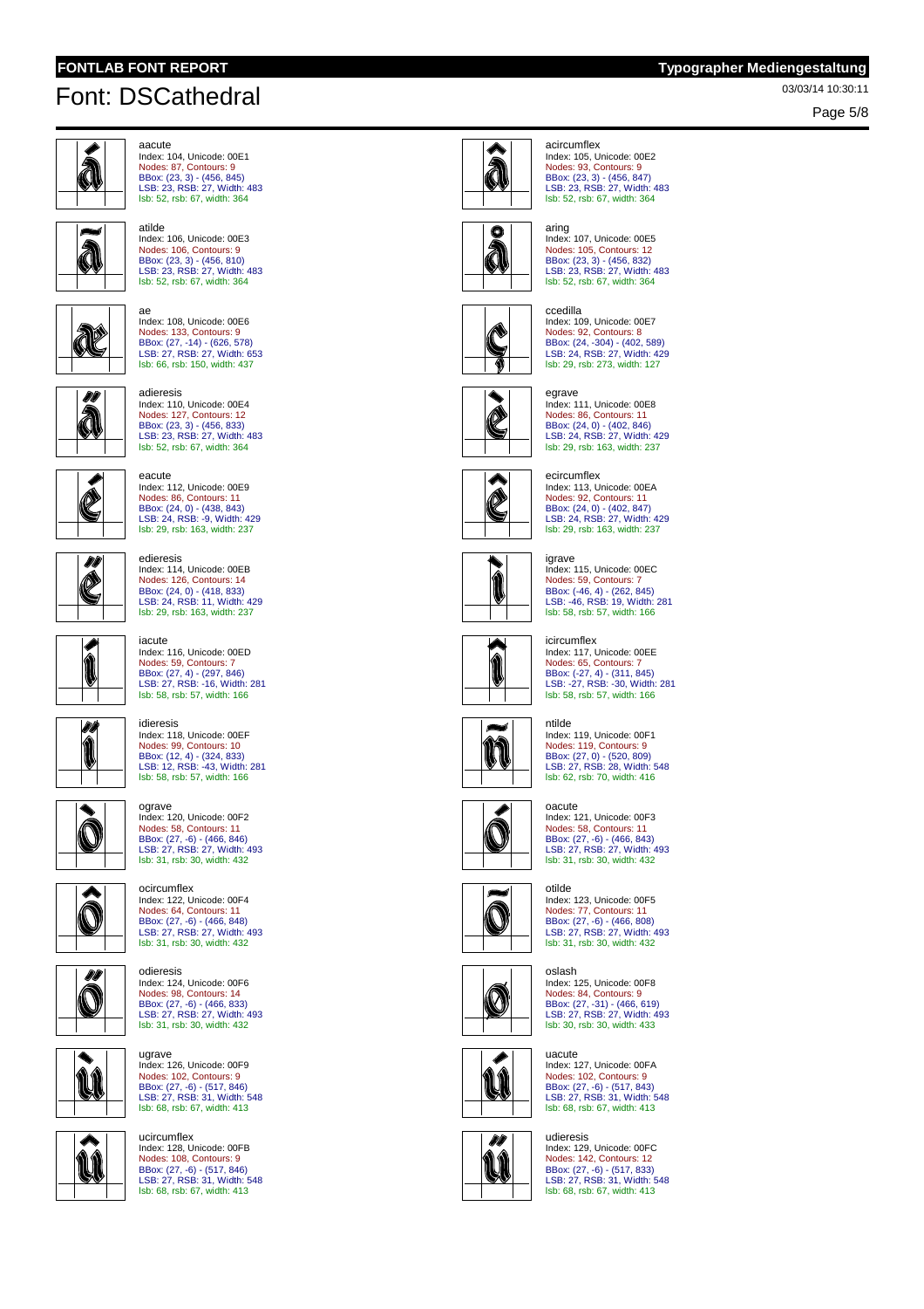# Font: DSCathedral

03/03/14 10:30:11

aacute
Index: 104, Unicode: 00E1
Nodes: 87, Contours: 9
BBox: (23, 3) - (456, 845)
LSB: 23, RSB: 27, Width: 483
lsb: 52, rsb: 67, width: 364

acircumflex
Index: 105, Unicode: 00E2
Nodes: 93, Contours: 9
BBox: (23, 3) - (456, 847)
LSB: 23, RSB: 27, Width: 483
lsb: 52, rsb: 67, width: 364

atilde
Index: 106, Unicode: 00E3
Nodes: 106, Contours: 9
BBox: (23, 3) - (456, 810)
LSB: 23, RSB: 27, Width: 483
lsb: 52, rsb: 67, width: 364

aring
Index: 107, Unicode: 00E5
Nodes: 105, Contours: 12
BBox: (23, 3) - (456, 832)
LSB: 23, RSB: 27, Width: 483
lsb: 52, rsb: 67, width: 364

ae
Index: 108, Unicode: 00E6
Nodes: 133, Contours: 9
BBox: (27, -14) - (626, 578)
LSB: 27, RSB: 27, Width: 653
lsb: 66, rsb: 150, width: 437

ccedilla
Index: 109, Unicode: 00E7
Nodes: 92, Contours: 8
BBox: (24, -304) - (402, 589)
LSB: 24, RSB: 27, Width: 429
lsb: 29, rsb: 273, width: 127

adieresis
Index: 110, Unicode: 00E4
Nodes: 127, Contours: 12
BBox: (23, 3) - (456, 833)
LSB: 23, RSB: 27, Width: 483
lsb: 52, rsb: 67, width: 364

egrave
Index: 111, Unicode: 00E8
Nodes: 86, Contours: 11
BBox: (24, 0) - (402, 846)
LSB: 24, RSB: 27, Width: 429
lsb: 29, rsb: 163, width: 237

eacute
Index: 112, Unicode: 00E9
Nodes: 86, Contours: 11
BBox: (24, 0) - (438, 843)
LSB: 24, RSB: -9, Width: 429
lsb: 29, rsb: 163, width: 237

ecircumflex
Index: 113, Unicode: 00EA
Nodes: 92, Contours: 11
BBox: (24, 0) - (402, 847)
LSB: 24, RSB: 27, Width: 429
lsb: 29, rsb: 163, width: 237

edieresis
Index: 114, Unicode: 00EB
Nodes: 126, Contours: 14
BBox: (24, 0) - (418, 833)
LSB: 24, RSB: 11, Width: 429
lsb: 29, rsb: 163, width: 237

igrave
Index: 115, Unicode: 00EC
Nodes: 59, Contours: 7
BBox: (-46, 4) - (262, 845)
LSB: -46, RSB: 19, Width: 281
lsb: 58, rsb: 57, width: 166

iacute
Index: 116, Unicode: 00ED
Nodes: 59, Contours: 7
BBox: (27, 4) - (297, 846)
LSB: 27, RSB: -16, Width: 281
lsb: 58, rsb: 57, width: 166

icircumflex
Index: 117, Unicode: 00EE
Nodes: 65, Contours: 7
BBox: (-27, 4) - (311, 845)
LSB: -27, RSB: -30, Width: 281
lsb: 58, rsb: 57, width: 166

idieresis
Index: 118, Unicode: 00EF
Nodes: 99, Contours: 10
BBox: (12, 4) - (324, 833)
LSB: 12, RSB: -43, Width: 281
lsb: 58, rsb: 57, width: 166

ntilde
Index: 119, Unicode: 00F1
Nodes: 119, Contours: 9
BBox: (27, 0) - (520, 809)
LSB: 27, RSB: 28, Width: 548
lsb: 62, rsb: 70, width: 416

ograve
Index: 120, Unicode: 00F2
Nodes: 58, Contours: 11
BBox: (27, -6) - (466, 846)
LSB: 27, RSB: 27, Width: 493
lsb: 31, rsb: 30, width: 432

oacute
Index: 121, Unicode: 00F3
Nodes: 58, Contours: 11
BBox: (27, -6) - (466, 843)
LSB: 27, RSB: 27, Width: 493
lsb: 31, rsb: 30, width: 432

ocircumflex
Index: 122, Unicode: 00F4
Nodes: 64, Contours: 11
BBox: (27, -6) - (466, 848)
LSB: 27, RSB: 27, Width: 493
lsb: 31, rsb: 30, width: 432

otilde
Index: 123, Unicode: 00F5
Nodes: 77, Contours: 11
BBox: (27, -6) - (466, 808)
LSB: 27, RSB: 27, Width: 493
lsb: 31, rsb: 30, width: 432

odieresis
Index: 124, Unicode: 00F6
Nodes: 98, Contours: 14
BBox: (27, -6) - (466, 833)
LSB: 27, RSB: 27, Width: 493
lsb: 31, rsb: 30, width: 432

oslash
Index: 125, Unicode: 00F8
Nodes: 84, Contours: 9
BBox: (27, -31) - (466, 619)
LSB: 27, RSB: 27, Width: 493
lsb: 30, rsb: 30, width: 433

ugrave
Index: 126, Unicode: 00F9
Nodes: 102, Contours: 9
BBox: (27, -6) - (517, 846)
LSB: 27, RSB: 31, Width: 548
lsb: 68, rsb: 67, width: 413

uacute
Index: 127, Unicode: 00FA
Nodes: 102, Contours: 9
BBox: (27, -6) - (517, 843)
LSB: 27, RSB: 31, Width: 548
lsb: 68, rsb: 67, width: 413

ucircumflex
Index: 128, Unicode: 00FB
Nodes: 108, Contours: 9
BBox: (27, -6) - (517, 846)
LSB: 27, RSB: 31, Width: 548
lsb: 68, rsb: 67, width: 413

udieresis
Index: 129, Unicode: 00FC
Nodes: 142, Contours: 12
BBox: (27, -6) - (517, 833)
LSB: 27, RSB: 31, Width: 548
lsb: 68, rsb: 67, width: 413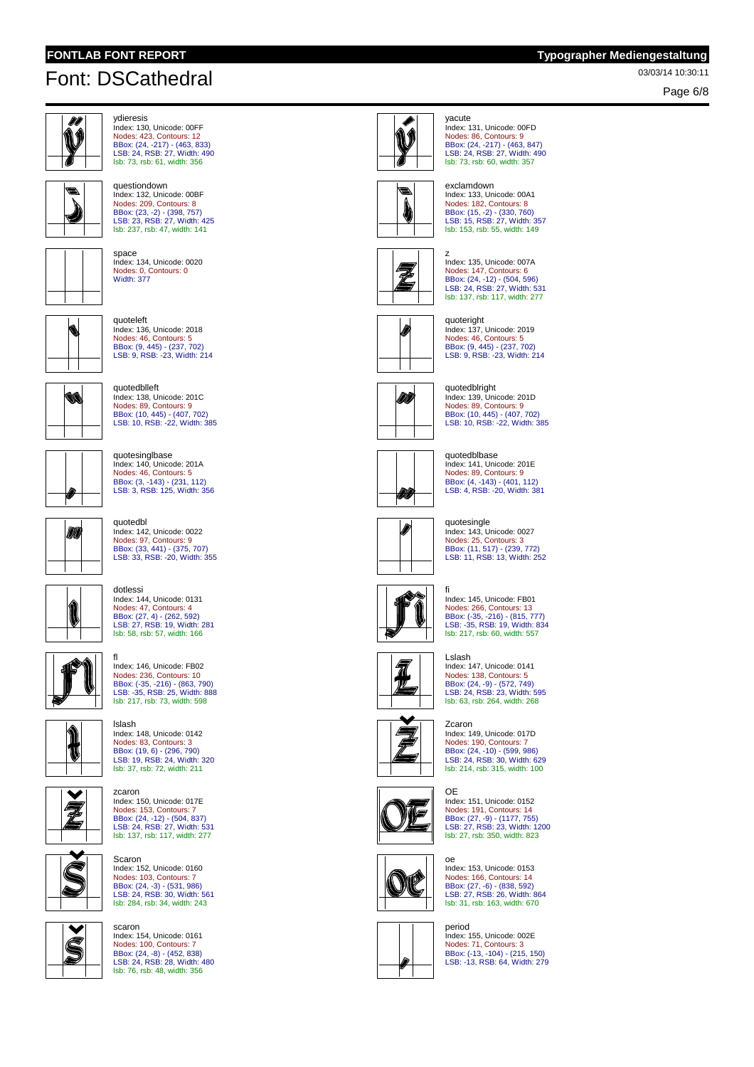# Font: DSCathedral

**ydieresis**
Index: 130, Unicode: 00FF
Nodes: 423, Contours: 12
BBox: (24, -217) - (463, 833)
LSB: 24, RSB: 27, Width: 490
lsb: 73, rsb: 61, width: 356

**yacute**
Index: 131, Unicode: 00FD
Nodes: 86, Contours: 9
BBox: (24, -217) - (463, 847)
LSB: 24, RSB: 27, Width: 490
lsb: 73, rsb: 60, width: 357

**questiondown**
Index: 132, Unicode: 00BF
Nodes: 209, Contours: 8
BBox: (23, -2) - (398, 757)
LSB: 23, RSB: 27, Width: 425
lsb: 237, rsb: 47, width: 141

**exclamdown**
Index: 133, Unicode: 00A1
Nodes: 182, Contours: 8
BBox: (15, -2) - (330, 760)
LSB: 15, RSB: 27, Width: 357
lsb: 153, rsb: 55, width: 149

**space**
Index: 134, Unicode: 0020
Nodes: 0, Contours: 0
Width: 377

**z**
Index: 135, Unicode: 007A
Nodes: 147, Contours: 6
BBox: (24, -12) - (504, 596)
LSB: 24, RSB: 27, Width: 531
lsb: 137, rsb: 117, width: 277

**quoteleft**
Index: 136, Unicode: 2018
Nodes: 46, Contours: 5
BBox: (9, 445) - (237, 702)
LSB: 9, RSB: -23, Width: 214

**quoteright**
Index: 137, Unicode: 2019
Nodes: 46, Contours: 5
BBox: (9, 445) - (237, 702)
LSB: 9, RSB: -23, Width: 214

**quotedblleft**
Index: 138, Unicode: 201C
Nodes: 89, Contours: 9
BBox: (10, 445) - (407, 702)
LSB: 10, RSB: -22, Width: 385

**quotedblright**
Index: 139, Unicode: 201D
Nodes: 89, Contours: 9
BBox: (10, 445) - (407, 702)
LSB: 10, RSB: -22, Width: 385

**quotesinglbase**
Index: 140, Unicode: 201A
Nodes: 46, Contours: 5
BBox: (3, -143) - (231, 112)
LSB: 3, RSB: 125, Width: 356

**quotedblbase**
Index: 141, Unicode: 201E
Nodes: 89, Contours: 9
BBox: (4, -143) - (401, 112)
LSB: 4, RSB: -20, Width: 381

**quotedbl**
Index: 142, Unicode: 0022
Nodes: 97, Contours: 9
BBox: (33, 441) - (375, 707)
LSB: 33, RSB: -20, Width: 355

**quotesingle**
Index: 143, Unicode: 0027
Nodes: 25, Contours: 3
BBox: (11, 517) - (239, 772)
LSB: 11, RSB: 13, Width: 252

**dotlessi**
Index: 144, Unicode: 0131
Nodes: 47, Contours: 4
BBox: (27, 4) - (262, 592)
LSB: 27, RSB: 19, Width: 281
lsb: 58, rsb: 57, width: 166

**fi**
Index: 145, Unicode: FB01
Nodes: 266, Contours: 13
BBox: (-35, -216) - (815, 777)
LSB: -35, RSB: 19, Width: 834
lsb: 217, rsb: 60, width: 557

**fl**
Index: 146, Unicode: FB02
Nodes: 236, Contours: 10
BBox: (-35, -216) - (863, 790)
LSB: -35, RSB: 25, Width: 888
lsb: 217, rsb: 73, width: 598

**Lslash**
Index: 147, Unicode: 0141
Nodes: 138, Contours: 5
BBox: (24, -9) - (572, 749)
LSB: 24, RSB: 23, Width: 595
lsb: 63, rsb: 264, width: 268

**lslash**
Index: 148, Unicode: 0142
Nodes: 83, Contours: 3
BBox: (19, 6) - (296, 790)
LSB: 19, RSB: 24, Width: 320
lsb: 37, rsb: 72, width: 211

**Zcaron**
Index: 149, Unicode: 017D
Nodes: 190, Contours: 7
BBox: (24, -10) - (599, 986)
LSB: 24, RSB: 30, Width: 629
lsb: 214, rsb: 315, width: 100

**zcaron**
Index: 150, Unicode: 017E
Nodes: 153, Contours: 7
BBox: (24, -12) - (504, 837)
LSB: 24, RSB: 27, Width: 531
lsb: 137, rsb: 117, width: 277

**OE**
Index: 151, Unicode: 0152
Nodes: 191, Contours: 14
BBox: (27, -9) - (1177, 755)
LSB: 27, RSB: 23, Width: 1200
lsb: 27, rsb: 350, width: 823

**Scaron**
Index: 152, Unicode: 0160
Nodes: 103, Contours: 7
BBox: (24, -3) - (531, 986)
LSB: 24, RSB: 30, Width: 561
lsb: 284, rsb: 34, width: 243

**oe**
Index: 153, Unicode: 0153
Nodes: 166, Contours: 14
BBox: (27, -6) - (838, 592)
LSB: 27, RSB: 26, Width: 864
lsb: 31, rsb: 163, width: 670

**scaron**
Index: 154, Unicode: 0161
Nodes: 100, Contours: 7
BBox: (24, -8) - (452, 838)
LSB: 24, RSB: 28, Width: 480
lsb: 76, rsb: 48, width: 356

**period**
Index: 155, Unicode: 002E
Nodes: 71, Contours: 3
BBox: (-13, -104) - (215, 150)
LSB: -13, RSB: 64, Width: 279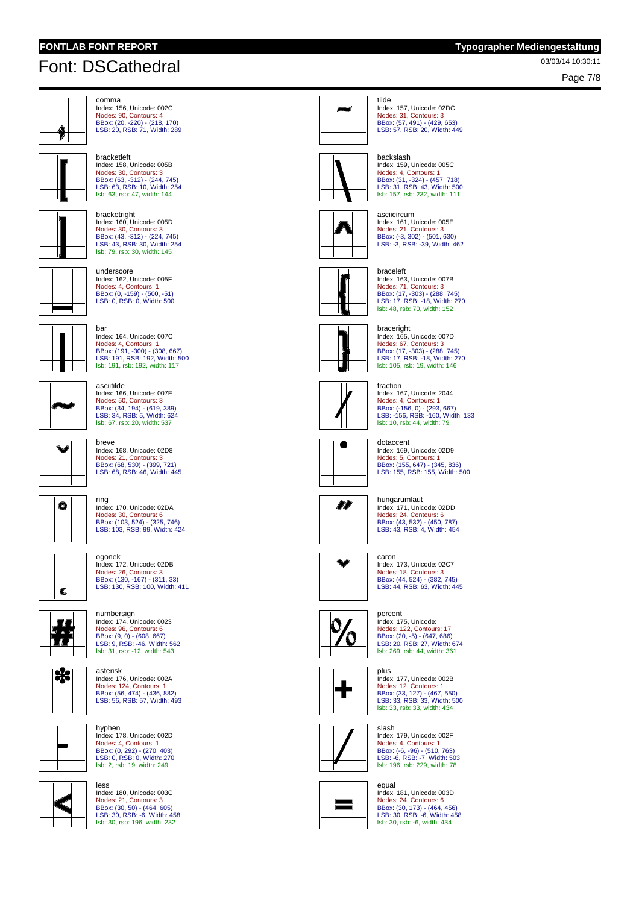# Font: DSCathedral

03/03/14 10:30:11

comma
Index: 156, Unicode: 002C
Nodes: 90, Contours: 4
BBox: (20, -220) - (218, 170)
LSB: 20, RSB: 71, Width: 289

bracketleft
Index: 158, Unicode: 005B
Nodes: 30, Contours: 3
BBox: (63, -312) - (244, 745)
LSB: 63, RSB: 10, Width: 254
lsb: 63, rsb: 47, width: 144

bracketright
Index: 160, Unicode: 005D
Nodes: 30, Contours: 3
BBox: (43, -312) - (224, 745)
LSB: 43, RSB: 30, Width: 254
lsb: 79, rsb: 30, width: 145

underscore
Index: 162, Unicode: 005F
Nodes: 4, Contours: 1
BBox: (0, -159) - (500, -51)
LSB: 0, RSB: 0, Width: 500

bar
Index: 164, Unicode: 007C
Nodes: 4, Contours: 1
BBox: (191, -300) - (308, 667)
LSB: 191, RSB: 192, Width: 500
lsb: 191, rsb: 192, width: 117

asciitilde
Index: 166, Unicode: 007E
Nodes: 50, Contours: 3
BBox: (34, 194) - (619, 389)
LSB: 34, RSB: 5, Width: 624
lsb: 67, rsb: 20, width: 537

breve
Index: 168, Unicode: 02D8
Nodes: 21, Contours: 3
BBox: (68, 530) - (399, 721)
LSB: 68, RSB: 46, Width: 445

ring
Index: 170, Unicode: 02DA
Nodes: 30, Contours: 6
BBox: (103, 524) - (325, 746)
LSB: 103, RSB: 99, Width: 424

ogonek
Index: 172, Unicode: 02DB
Nodes: 26, Contours: 3
BBox: (130, -167) - (311, 33)
LSB: 130, RSB: 100, Width: 411

numbersign
Index: 174, Unicode: 0023
Nodes: 96, Contours: 6
BBox: (9, 0) - (608, 667)
LSB: 9, RSB: -46, Width: 562
lsb: 31, rsb: -12, width: 543

asterisk
Index: 176, Unicode: 002A
Nodes: 124, Contours: 1
BBox: (56, 474) - (436, 882)
LSB: 56, RSB: 57, Width: 493

hyphen
Index: 178, Unicode: 002D
Nodes: 4, Contours: 1
BBox: (0, 292) - (270, 403)
LSB: 0, RSB: 0, Width: 270
lsb: 2, rsb: 19, width: 249

less
Index: 180, Unicode: 003C
Nodes: 21, Contours: 3
BBox: (30, 50) - (464, 605)
LSB: 30, RSB: -6, Width: 458
lsb: 30, rsb: 196, width: 232

tilde
Index: 157, Unicode: 02DC
Nodes: 31, Contours: 3
BBox: (57, 491) - (429, 653)
LSB: 57, RSB: 20, Width: 449

backslash
Index: 159, Unicode: 005C
Nodes: 4, Contours: 1
BBox: (31, -324) - (457, 718)
LSB: 31, RSB: 43, Width: 500
lsb: 157, rsb: 232, width: 111

asciicircum
Index: 161, Unicode: 005E
Nodes: 21, Contours: 3
BBox: (-3, 302) - (501, 630)
LSB: -3, RSB: -39, Width: 462

braceleft
Index: 163, Unicode: 007B
Nodes: 71, Contours: 3
BBox: (17, -303) - (288, 745)
LSB: 17, RSB: -18, Width: 270
lsb: 48, rsb: 70, width: 152

braceright
Index: 165, Unicode: 007D
Nodes: 67, Contours: 3
BBox: (17, -303) - (288, 745)
LSB: 17, RSB: -18, Width: 270
lsb: 105, rsb: 19, width: 146

fraction
Index: 167, Unicode: 2044
Nodes: 4, Contours: 1
BBox: (-156, 0) - (293, 667)
LSB: -156, RSB: -160, Width: 133
lsb: 10, rsb: 44, width: 79

dotaccent
Index: 169, Unicode: 02D9
Nodes: 5, Contours: 1
BBox: (155, 647) - (345, 836)
LSB: 155, RSB: 155, Width: 500

hungarumlaut
Index: 171, Unicode: 02DD
Nodes: 24, Contours: 6
BBox: (43, 532) - (450, 787)
LSB: 43, RSB: 4, Width: 454

caron
Index: 173, Unicode: 02C7
Nodes: 18, Contours: 3
BBox: (44, 524) - (382, 745)
LSB: 44, RSB: 63, Width: 445

percent
Index: 175, Unicode:
Nodes: 122, Contours: 17
BBox: (20, -5) - (647, 686)
LSB: 20, RSB: 27, Width: 674
lsb: 269, rsb: 44, width: 361

plus
Index: 177, Unicode: 002B
Nodes: 12, Contours: 1
BBox: (33, 127) - (467, 550)
LSB: 33, RSB: 33, Width: 500
lsb: 33, rsb: 33, width: 434

slash
Index: 179, Unicode: 002F
Nodes: 4, Contours: 1
BBox: (-6, -96) - (510, 763)
LSB: -6, RSB: -7, Width: 503
lsb: 196, rsb: 229, width: 78

equal
Index: 181, Unicode: 003D
Nodes: 24, Contours: 6
BBox: (30, 173) - (464, 456)
LSB: 30, RSB: -6, Width: 458
lsb: 30, rsb: -6, width: 434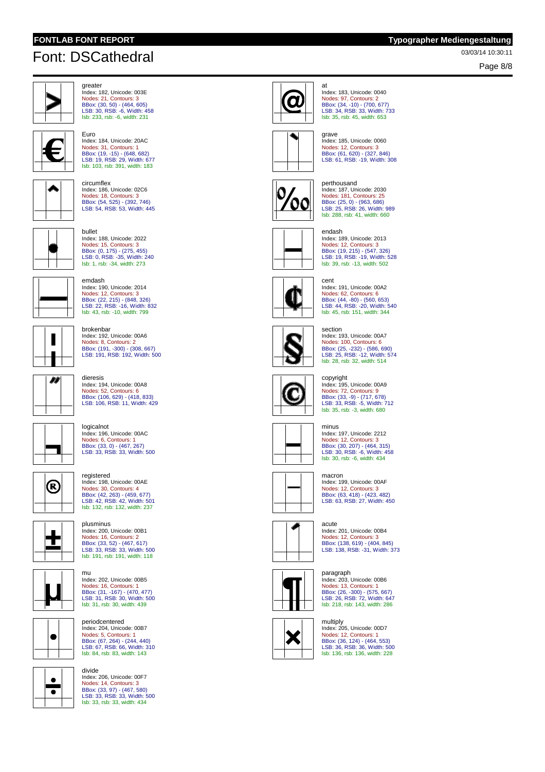# Font: DSCathedral

03/03/14 10:30:11

greater
Index: 182, Unicode: 003E
Nodes: 21, Contours: 3
BBox: (30, 50) - (464, 605)
LSB: 30, RSB: -6, Width: 458
lsb: 233, rsb: -6, width: 231

at
Index: 183, Unicode: 0040
Nodes: 97, Contours: 2
BBox: (34, -10) - (700, 677)
LSB: 34, RSB: 33, Width: 733
lsb: 35, rsb: 45, width: 653

Euro
Index: 184, Unicode: 20AC
Nodes: 31, Contours: 1
BBox: (19, -15) - (648, 682)
LSB: 19, RSB: 29, Width: 677
lsb: 103, rsb: 391, width: 183

grave
Index: 185, Unicode: 0060
Nodes: 12, Contours: 3
BBox: (61, 620) - (327, 846)
LSB: 61, RSB: -19, Width: 308

circumflex
Index: 186, Unicode: 02C6
Nodes: 18, Contours: 3
BBox: (54, 525) - (392, 746)
LSB: 54, RSB: 53, Width: 445

perthousand
Index: 187, Unicode: 2030
Nodes: 181, Contours: 25
BBox: (25, 0) - (963, 686)
LSB: 25, RSB: 26, Width: 989
lsb: 288, rsb: 41, width: 660

bullet
Index: 188, Unicode: 2022
Nodes: 15, Contours: 3
BBox: (0, 175) - (275, 455)
LSB: 0, RSB: -35, Width: 240
lsb: 1, rsb: -34, width: 273

endash
Index: 189, Unicode: 2013
Nodes: 12, Contours: 3
BBox: (19, 215) - (547, 326)
LSB: 19, RSB: -19, Width: 528
lsb: 39, rsb: -13, width: 502

emdash
Index: 190, Unicode: 2014
Nodes: 12, Contours: 3
BBox: (22, 215) - (848, 326)
LSB: 22, RSB: -16, Width: 832
lsb: 43, rsb: -10, width: 799

cent
Index: 191, Unicode: 00A2
Nodes: 62, Contours: 6
BBox: (44, -80) - (560, 653)
LSB: 44, RSB: -20, Width: 540
lsb: 45, rsb: 151, width: 344

brokenbar
Index: 192, Unicode: 00A6
Nodes: 8, Contours: 2
BBox: (191, -300) - (308, 667)
LSB: 191, RSB: 192, Width: 500

section
Index: 193, Unicode: 00A7
Nodes: 100, Contours: 6
BBox: (25, -232) - (586, 690)
LSB: 25, RSB: -12, Width: 574
lsb: 28, rsb: 32, width: 514

dieresis
Index: 194, Unicode: 00A8
Nodes: 52, Contours: 6
BBox: (106, 629) - (418, 833)
LSB: 106, RSB: 11, Width: 429

copyright
Index: 195, Unicode: 00A9
Nodes: 72, Contours: 9
BBox: (33, -9) - (717, 678)
LSB: 33, RSB: -5, Width: 712
lsb: 35, rsb: -3, width: 680

logicalnot
Index: 196, Unicode: 00AC
Nodes: 6, Contours: 1
BBox: (33, 0) - (467, 267)
LSB: 33, RSB: 33, Width: 500

minus
Index: 197, Unicode: 2212
Nodes: 12, Contours: 3
BBox: (30, 207) - (464, 315)
LSB: 30, RSB: -6, Width: 458
lsb: 30, rsb: -6, width: 434

registered
Index: 198, Unicode: 00AE
Nodes: 30, Contours: 4
BBox: (42, 263) - (459, 677)
LSB: 42, RSB: 42, Width: 501
lsb: 132, rsb: 132, width: 237

macron
Index: 199, Unicode: 00AF
Nodes: 12, Contours: 3
BBox: (63, 418) - (423, 482)
LSB: 63, RSB: 27, Width: 450

plusminus
Index: 200, Unicode: 00B1
Nodes: 16, Contours: 2
BBox: (33, 52) - (467, 617)
LSB: 33, RSB: 33, Width: 500
lsb: 191, rsb: 191, width: 118

acute
Index: 201, Unicode: 00B4
Nodes: 12, Contours: 3
BBox: (138, 619) - (404, 845)
LSB: 138, RSB: -31, Width: 373

mu
Index: 202, Unicode: 00B5
Nodes: 16, Contours: 1
BBox: (31, -167) - (470, 477)
LSB: 31, RSB: 30, Width: 500
lsb: 31, rsb: 30, width: 439

paragraph
Index: 203, Unicode: 00B6
Nodes: 13, Contours: 1
BBox: (26, -300) - (575, 667)
LSB: 26, RSB: 72, Width: 647
lsb: 218, rsb: 143, width: 286

periodcentered
Index: 204, Unicode: 00B7
Nodes: 5, Contours: 1
BBox: (67, 264) - (244, 440)
LSB: 67, RSB: 66, Width: 310
lsb: 84, rsb: 83, width: 143

multiply
Index: 205, Unicode: 00D7
Nodes: 12, Contours: 1
BBox: (36, 124) - (464, 553)
LSB: 36, RSB: 36, Width: 500
lsb: 136, rsb: 136, width: 228

divide
Index: 206, Unicode: 00F7
Nodes: 14, Contours: 3
BBox: (33, 97) - (467, 580)
LSB: 33, RSB: 33, Width: 500
lsb: 33, rsb: 33, width: 434